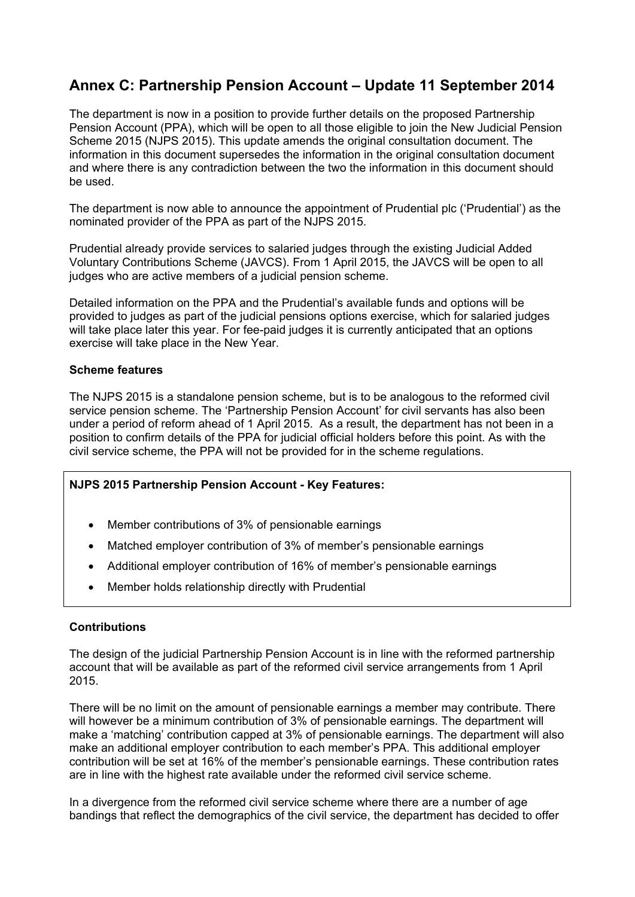# Annex C: Partnership Pension Account – Update 11 September 2014

The department is now in a position to provide further details on the proposed Partnership Pension Account (PPA), which will be open to all those eligible to join the New Judicial Pension Scheme 2015 (NJPS 2015). This update amends the original consultation document. The information in this document supersedes the information in the original consultation document and where there is any contradiction between the two the information in this document should be used.

The department is now able to announce the appointment of Prudential plc ('Prudential') as the nominated provider of the PPA as part of the NJPS 2015.

Prudential already provide services to salaried judges through the existing Judicial Added Voluntary Contributions Scheme (JAVCS). From 1 April 2015, the JAVCS will be open to all judges who are active members of a judicial pension scheme.

Detailed information on the PPA and the Prudential's available funds and options will be provided to judges as part of the judicial pensions options exercise, which for salaried judges will take place later this year. For fee-paid judges it is currently anticipated that an options exercise will take place in the New Year.

### Scheme features

The NJPS 2015 is a standalone pension scheme, but is to be analogous to the reformed civil service pension scheme. The 'Partnership Pension Account' for civil servants has also been under a period of reform ahead of 1 April 2015. As a result, the department has not been in a position to confirm details of the PPA for judicial official holders before this point. As with the civil service scheme, the PPA will not be provided for in the scheme regulations.

**NJPS 2015 Partnership Pension Account - Key Features:**

- Member contributions of 3% of pensionable earnings
- Matched employer contribution of 3% of member's pensionable earnings
- Additional employer contribution of 16% of member's pensionable earnings
- Member holds relationship directly with Prudential

### Contributions

The design of the judicial Partnership Pension Account is in line with the reformed partnership account that will be available as part of the reformed civil service arrangements from 1 April 2015.

There will be no limit on the amount of pensionable earnings a member may contribute. There will however be a minimum contribution of 3% of pensionable earnings. The department will make a 'matching' contribution capped at 3% of pensionable earnings. The department will also make an additional employer contribution to each member's PPA. This additional employer contribution will be set at 16% of the member's pensionable earnings. These contribution rates are in line with the highest rate available under the reformed civil service scheme.

In a divergence from the reformed civil service scheme where there are a number of age bandings that reflect the demographics of the civil service, the department has decided to offer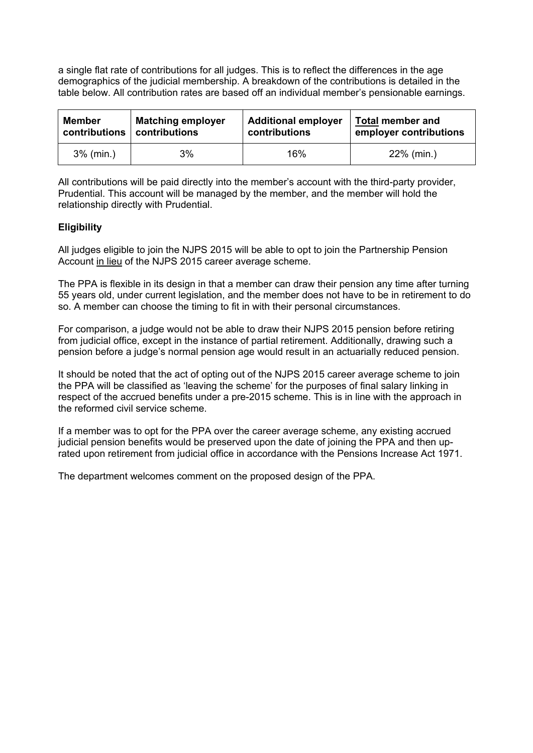a single flat rate of contributions for all judges. This is to reflect the differences in the age demographics of the judicial membership. A breakdown of the contributions is detailed in the table below. All contribution rates are based off an individual member's pensionable earnings.

| **Member contributions** | **Matching employer contributions** | **Additional employer contributions** | **Total member and employer contributions** |
|---|---|---|---|
| 3% (min.) | 3% | 16% | 22% (min.) |

All contributions will be paid directly into the member's account with the third-party provider, Prudential. This account will be managed by the member, and the member will hold the relationship directly with Prudential.

**Eligibility**

All judges eligible to join the NJPS 2015 will be able to opt to join the Partnership Pension Account in lieu of the NJPS 2015 career average scheme.

The PPA is flexible in its design in that a member can draw their pension any time after turning 55 years old, under current legislation, and the member does not have to be in retirement to do so. A member can choose the timing to fit in with their personal circumstances.

For comparison, a judge would not be able to draw their NJPS 2015 pension before retiring from judicial office, except in the instance of partial retirement. Additionally, drawing such a pension before a judge's normal pension age would result in an actuarially reduced pension.

It should be noted that the act of opting out of the NJPS 2015 career average scheme to join the PPA will be classified as 'leaving the scheme' for the purposes of final salary linking in respect of the accrued benefits under a pre-2015 scheme. This is in line with the approach in the reformed civil service scheme.

If a member was to opt for the PPA over the career average scheme, any existing accrued judicial pension benefits would be preserved upon the date of joining the PPA and then up-rated upon retirement from judicial office in accordance with the Pensions Increase Act 1971.

The department welcomes comment on the proposed design of the PPA.